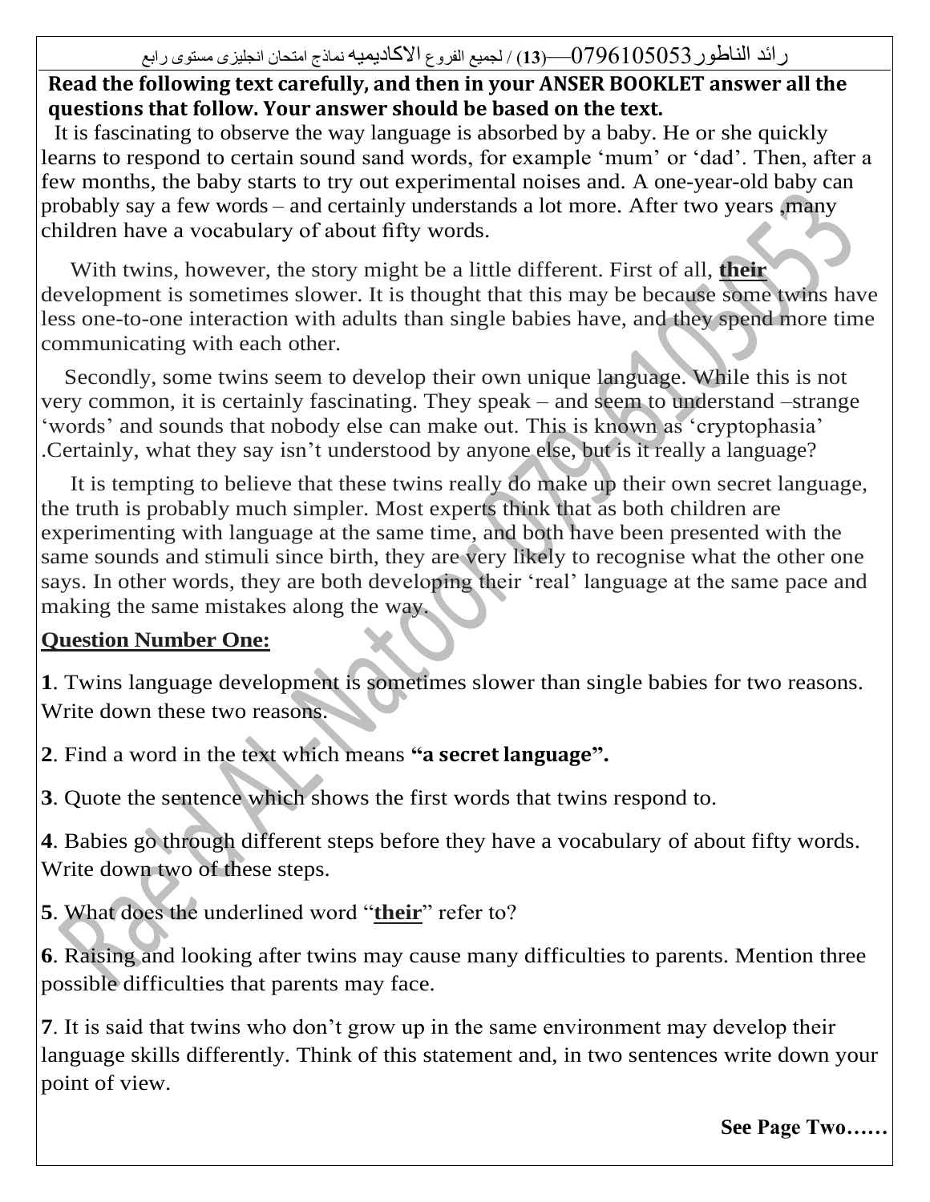**Read the following text carefully, and then in your ANSER BOOKLET answer all the questions that follow. Your answer should be based on the text.**

It is fascinating to observe the way language is absorbed by a baby. He or she quickly learns to respond to certain sound sand words, for example 'mum' or 'dad'. Then, after a few months, the baby starts to try out experimental noises and. A one-year-old baby can probably say a few words – and certainly understands a lot more. After two years ,many children have a vocabulary of about fifty words.

With twins, however, the story might be a little different. First of all, **their** development is sometimes slower. It is thought that this may be because some twins have less one-to-one interaction with adults than single babies have, and they spend more time communicating with each other.

Secondly, some twins seem to develop their own unique language. While this is not very common, it is certainly fascinating. They speak – and seem to understand –strange 'words' and sounds that nobody else can make out. This is known as 'cryptophasia' .Certainly, what they say isn't understood by anyone else, but is it really a language?

It is tempting to believe that these twins really do make up their own secret language, the truth is probably much simpler. Most experts think that as both children are experimenting with language at the same time, and both have been presented with the same sounds and stimuli since birth, they are very likely to recognise what the other one says. In other words, they are both developing their 'real' language at the same pace and making the same mistakes along the way.

**Question Number One:**

**1**. Twins language development is sometimes slower than single babies for two reasons. Write down these two reasons.

**2**. Find a word in the text which means **"a secret language".**

**3**. Quote the sentence which shows the first words that twins respond to.

**4**. Babies go through different steps before they have a vocabulary of about fifty words. Write down two of these steps.

**5**. What does the underlined word "**their**" refer to?

**6**. Raising and looking after twins may cause many difficulties to parents. Mention three possible difficulties that parents may face.

**7**. It is said that twins who don't grow up in the same environment may develop their language skills differently. Think of this statement and, in two sentences write down your point of view.

**See Page Two……**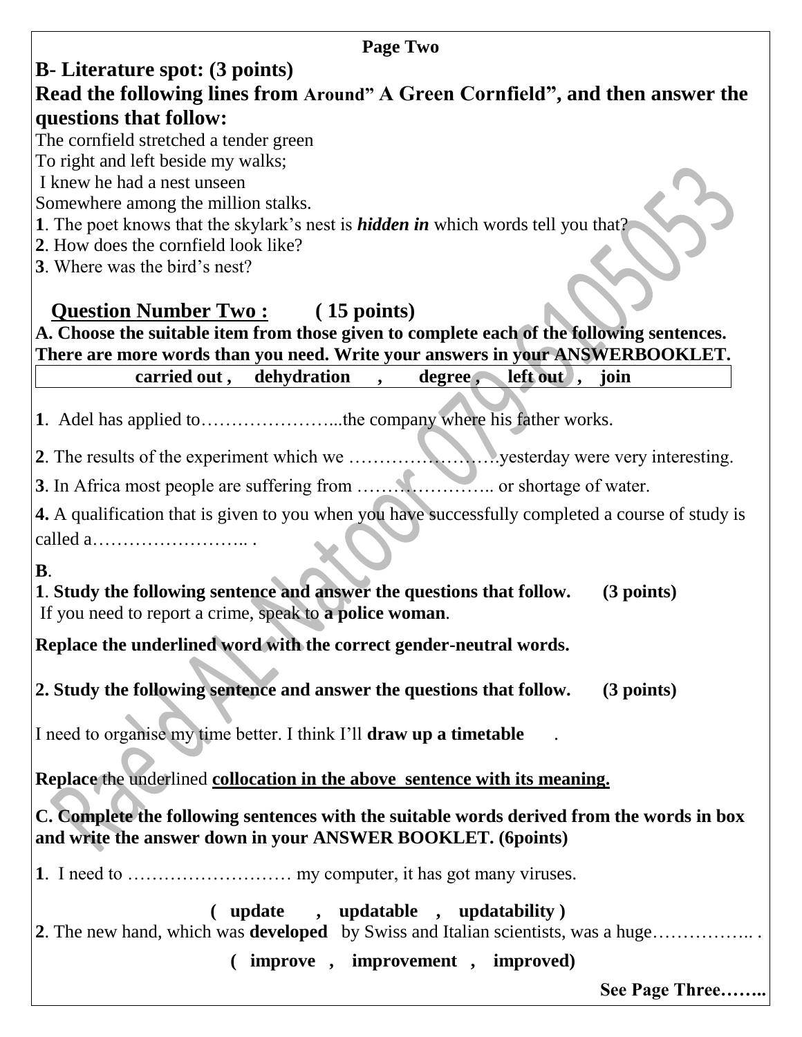**Page Two**

## B- Literature spot: (3 points)

## Read the following lines from Around" A Green Cornfield", and then answer the questions that follow:

The cornfield stretched a tender green
To right and left beside my walks;
I knew he had a nest unseen
Somewhere among the million stalks.

**1**. The poet knows that the skylark's nest is ***hidden in*** which words tell you that?
**2**. How does the cornfield look like?
**3**. Where was the bird's nest?

## Question Number Two : ( 15 points)

**A. Choose the suitable item from those given to complete each of the following sentences. There are more words than you need. Write your answers in your ANSWERBOOKLET.**

| carried out , dehydration , degree , left out , join |
|---|

**1**. Adel has applied to…………………...the company where his father works.

**2**. The results of the experiment which we ……………………yesterday were very interesting.

**3**. In Africa most people are suffering from ………………….. or shortage of water.

**4.** A qualification that is given to you when you have successfully completed a course of study is called a…………………….. .

**B**.

**1**. **Study the following sentence and answer the questions that follow. (3 points)**
If you need to report a crime, speak to **a police woman**.

**Replace the underlined word with the correct gender-neutral words.**

**2. Study the following sentence and answer the questions that follow. (3 points)**

I need to organise my time better. I think I'll **draw up a timetable** .

**Replace** the underlined **collocation in the above sentence with its meaning.**

**C. Complete the following sentences with the suitable words derived from the words in box and write the answer down in your ANSWER BOOKLET. (6points)**

**1**. I need to ……………………… my computer, it has got many viruses.

**( update , updatable , updatability )**

**2**. The new hand, which was **developed** by Swiss and Italian scientists, was a huge…………….. .

**( improve , improvement , improved)**

**See Page Three……..**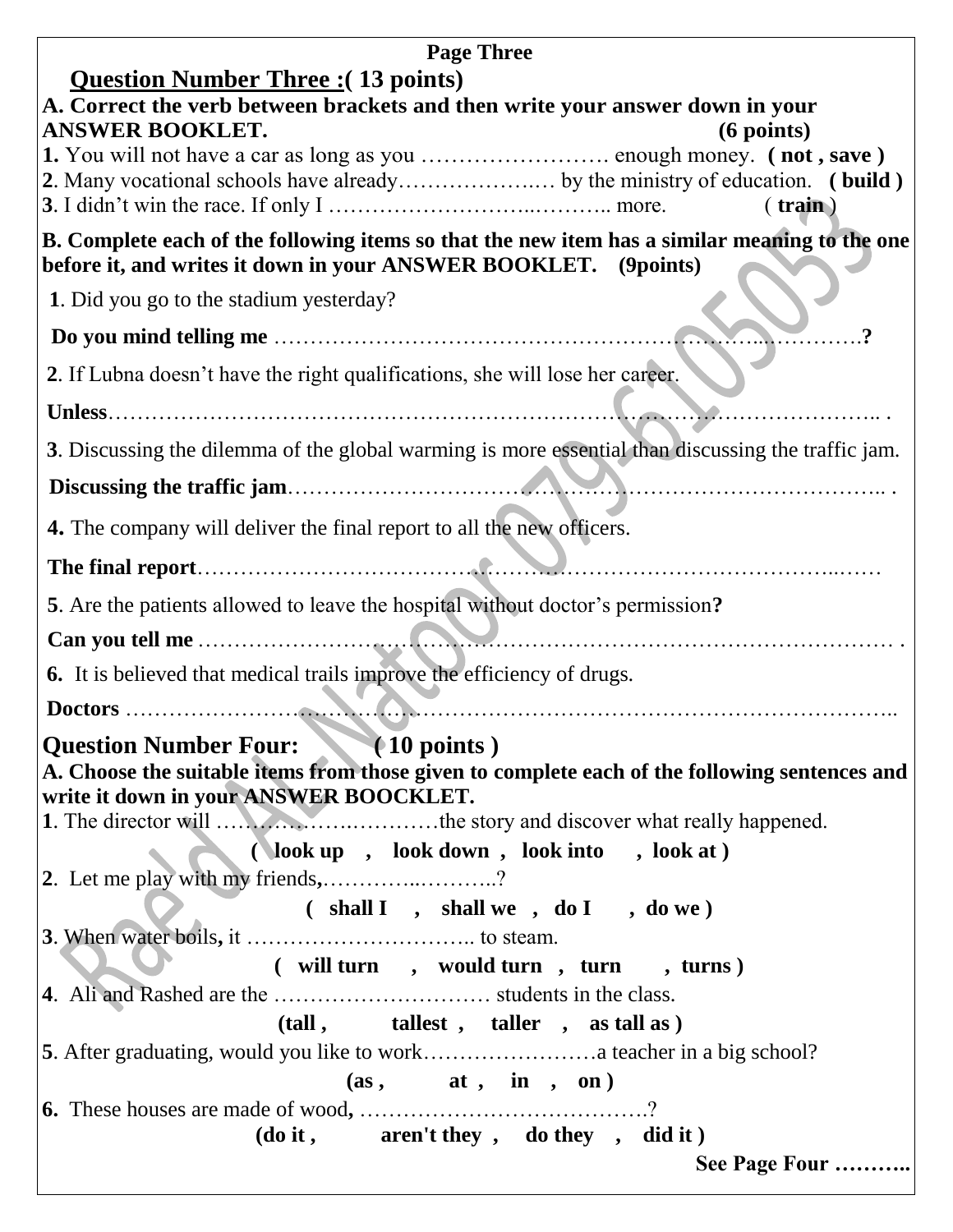**Page Three**

## Question Number Three :( 13 points)

**A. Correct the verb between brackets and then write your answer down in your ANSWER BOOKLET. (6 points)**

**1.** You will not have a car as long as you ……………………. enough money. **( not , save )**

**2**. Many vocational schools have already…………………… by the ministry of education. **( build )**

**3**. I didn't win the race. If only I ……………………..……….. more. ( **train** )

**B. Complete each of the following items so that the new item has a similar meaning to the one before it, and writes it down in your ANSWER BOOKLET. (9points)**

**1**. Did you go to the stadium yesterday?

**Do you mind telling me** …………………………………………………………….…………**?**

**2**. If Lubna doesn't have the right qualifications, she will lose her career.

**Unless**……………………………………………………………………………………….. .

**3**. Discussing the dilemma of the global warming is more essential than discussing the traffic jam.

**Discussing the traffic jam**…………………………………………………………………….. .

**4.** The company will deliver the final report to all the new officers.

**The final report**………………………………………………………………………..……

**5**. Are the patients allowed to leave the hospital without doctor's permission**?**

**Can you tell me** ………………………………………………………………………………… .

**6.** It is believed that medical trails improve the efficiency of drugs.

**Doctors** ……………………………………………………………………………………..

## Question Number Four: ( 10 points )

**A. Choose the suitable items from those given to complete each of the following sentences and write it down in your ANSWER BOOCKLET.**

**1**. The director will ……………….…………the story and discover what really happened.

**( look up , look down , look into , look at )**

**2**. Let me play with my friends**,**…………..………..?

**( shall I , shall we , do I , do we )**

**3**. When water boils**,** it ………………………….. to steam.

**( will turn , would turn , turn , turns )**

**4**. Ali and Rashed are the ………………………… students in the class.

**(tall , tallest , taller , as tall as )**

**5**. After graduating, would you like to work……………………a teacher in a big school?

**(as , at , in , on )**

**6.** These houses are made of wood**,** ………………………………….?

**(do it , aren't they , do they , did it )**

**See Page Four ……….**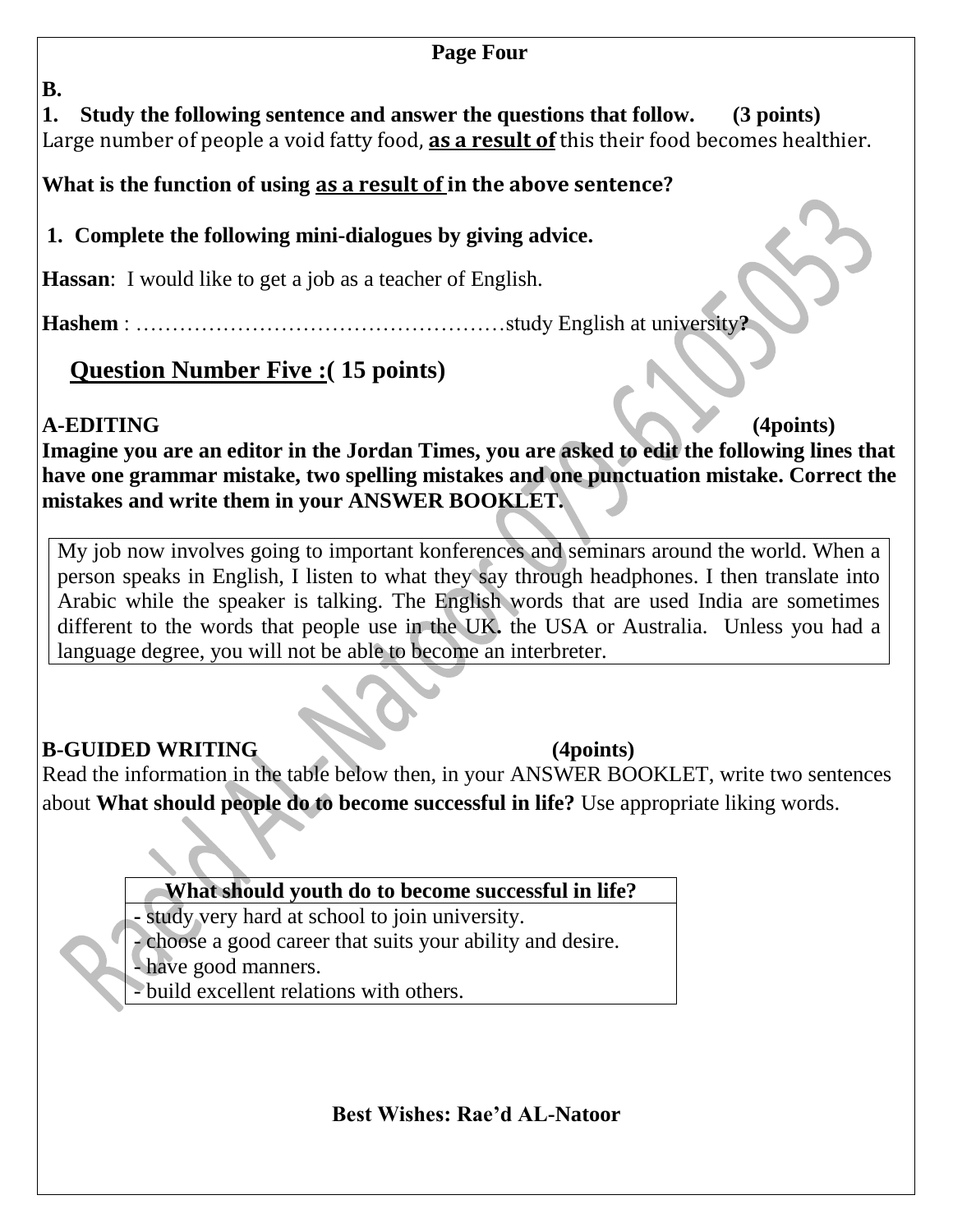**Page Four**

**B.**

**1. Study the following sentence and answer the questions that follow. (3 points)**

Large number of people a void fatty food, **as a result of** this their food becomes healthier.

**What is the function of using as a result of in the above sentence?**

**1. Complete the following mini-dialogues by giving advice.**

**Hassan**: I would like to get a job as a teacher of English.

**Hashem** : ……………………………………………study English at university**?**

## Question Number Five :( 15 points)

**A-EDITING (4points)**

**Imagine you are an editor in the Jordan Times, you are asked to edit the following lines that have one grammar mistake, two spelling mistakes and one punctuation mistake. Correct the mistakes and write them in your ANSWER BOOKLET.**

My job now involves going to important konferences and seminars around the world. When a person speaks in English, I listen to what they say through headphones. I then translate into Arabic while the speaker is talking. The English words that are used India are sometimes different to the words that people use in the UK. the USA or Australia. Unless you had a language degree, you will not be able to become an interbreter.

**B-GUIDED WRITING (4points)**

Read the information in the table below then, in your ANSWER BOOKLET, write two sentences about **What should people do to become successful in life?** Use appropriate liking words.

| What should youth do to become successful in life? |
|---|
| - study very hard at school to join university.<br>- choose a good career that suits your ability and desire.<br>- have good manners.<br>- build excellent relations with others. |

**Best Wishes: Rae'd AL-Natoor**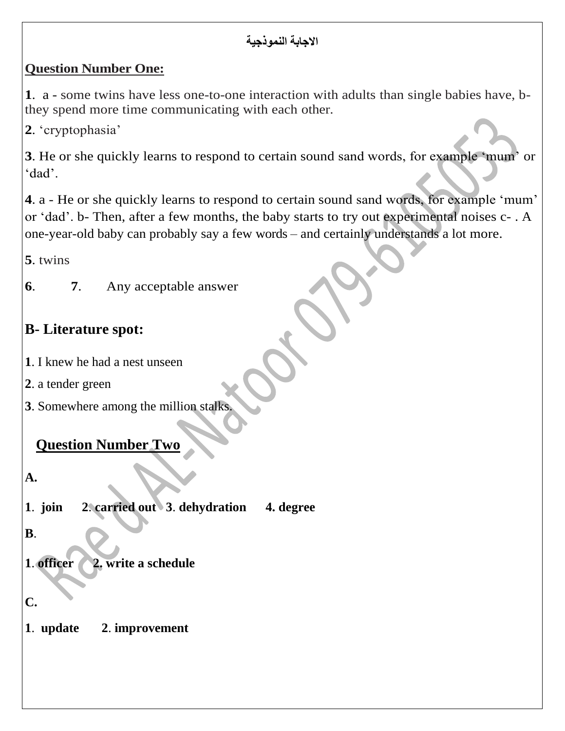**الاجابة النموذجية**

**Question Number One:**

**1**. a - some twins have less one-to-one interaction with adults than single babies have, b- they spend more time communicating with each other.

**2**. 'cryptophasia'

**3**. He or she quickly learns to respond to certain sound sand words, for example 'mum' or 'dad'.

**4**. a - He or she quickly learns to respond to certain sound sand words, for example 'mum' or 'dad'. b- Then, after a few months, the baby starts to try out experimental noises c- . A one-year-old baby can probably say a few words – and certainly understands a lot more.

**5**. twins

**6**. **7**. Any acceptable answer

## B- Literature spot:

**1**. I knew he had a nest unseen

**2**. a tender green

**3**. Somewhere among the million stalks.

## Question Number Two

**A.**

**1**. **join** **2**. **carried out** **3**. **dehydration** **4. degree**

**B**.

**1**. **officer** **2. write a schedule**

**C.**

**1**. **update** **2**. **improvement**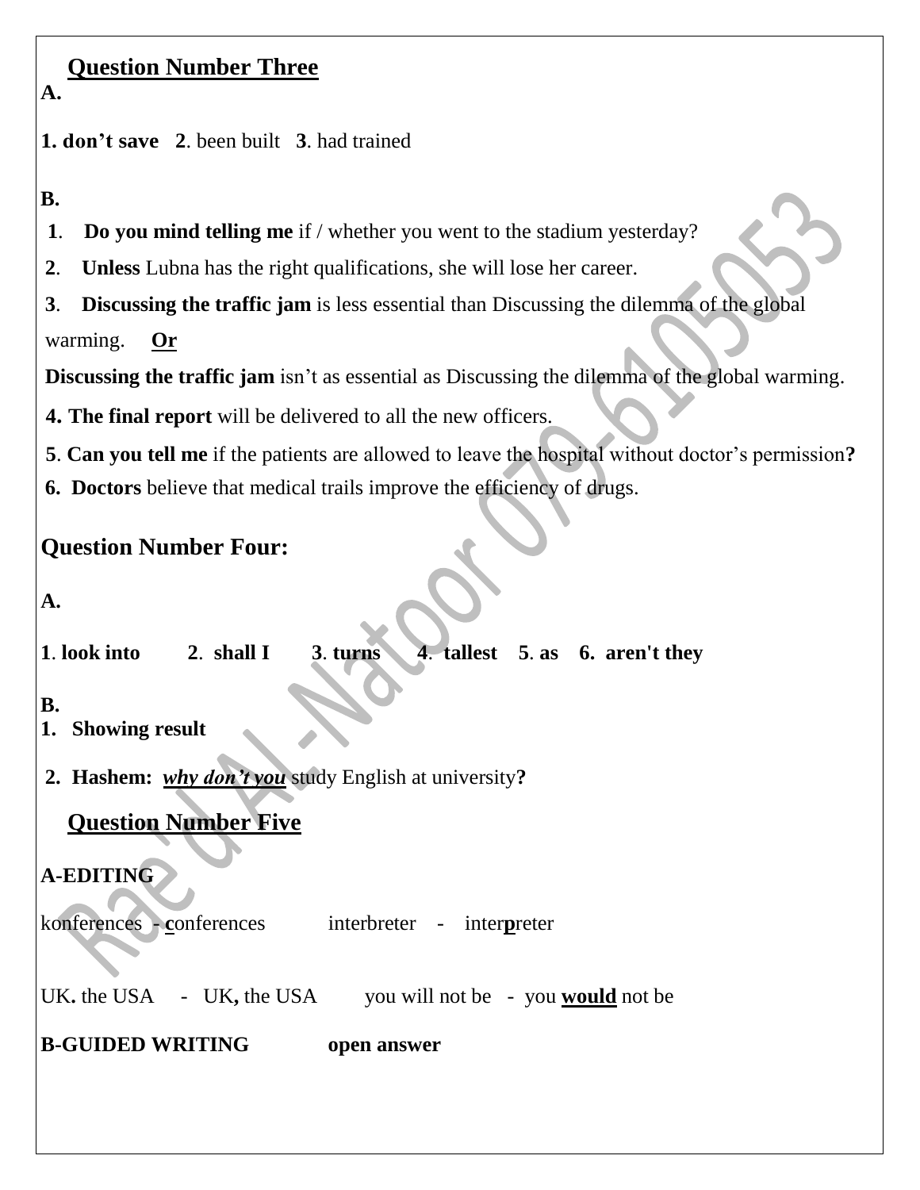## Question Number Three

**A.**

**1. don't save** **2**. been built **3**. had trained

**B.**

**1**. **Do you mind telling me** if / whether you went to the stadium yesterday?

**2**. **Unless** Lubna has the right qualifications, she will lose her career.

**3**. **Discussing the traffic jam** is less essential than Discussing the dilemma of the global warming. **Or**

**Discussing the traffic jam** isn't as essential as Discussing the dilemma of the global warming.

**4. The final report** will be delivered to all the new officers.

**5**. **Can you tell me** if the patients are allowed to leave the hospital without doctor's permission**?**

**6. Doctors** believe that medical trails improve the efficiency of drugs.

## Question Number Four:

**A.**

**1**. **look into** **2**. **shall I** **3**. **turns** **4**. **tallest** **5**. **as** **6. aren't they**

**B.**

**1. Showing result**

**2. Hashem:** ***why don't you*** study English at university**?**

## Question Number Five

**A-EDITING**

konferences - **c**onferences interbreter - inter**p**reter

UK**.** the USA - UK**,** the USA you will not be - you **would** not be

**B-GUIDED WRITING** **open answer**